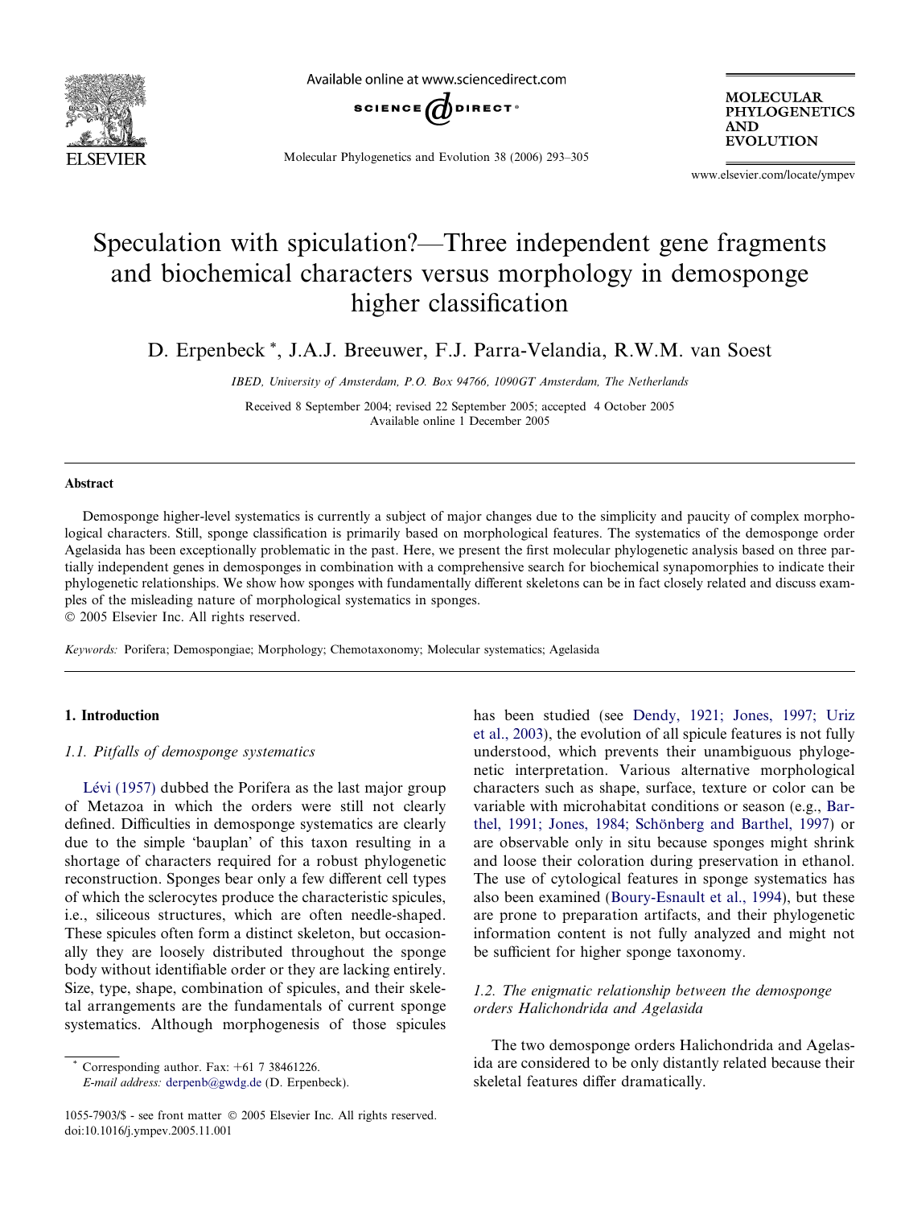# Speculation with spiculation?—Three independent gene fragments and biochemical characters versus morphology in demosponge higher classification

D. Erpenbeck *, J.A.J. Breeuwer, F.J. Parra-Velandia, R.W.M. van Soest

*IBED, University of Amsterdam, P.O. Box 94766, 1090GT Amsterdam, The Netherlands*

Received 8 September 2004; revised 22 September 2005; accepted 4 October 2005
Available online 1 December 2005

## Abstract

Demosponge higher-level systematics is currently a subject of major changes due to the simplicity and paucity of complex morphological characters. Still, sponge classification is primarily based on morphological features. The systematics of the demosponge order Agelasida has been exceptionally problematic in the past. Here, we present the first molecular phylogenetic analysis based on three partially independent genes in demosponges in combination with a comprehensive search for biochemical synapomorphies to indicate their phylogenetic relationships. We show how sponges with fundamentally different skeletons can be in fact closely related and discuss examples of the misleading nature of morphological systematics in sponges.

© 2005 Elsevier Inc. All rights reserved.

*Keywords:* Porifera; Demospongiae; Morphology; Chemotaxonomy; Molecular systematics; Agelasida

## 1. Introduction

### 1.1. Pitfalls of demosponge systematics

Lévi (1957) dubbed the Porifera as the last major group of Metazoa in which the orders were still not clearly defined. Difficulties in demosponge systematics are clearly due to the simple 'bauplan' of this taxon resulting in a shortage of characters required for a robust phylogenetic reconstruction. Sponges bear only a few different cell types of which the sclerocytes produce the characteristic spicules, i.e., siliceous structures, which are often needle-shaped. These spicules often form a distinct skeleton, but occasionally they are loosely distributed throughout the sponge body without identifiable order or they are lacking entirely. Size, type, shape, combination of spicules, and their skeletal arrangements are the fundamentals of current sponge systematics. Although morphogenesis of those spicules has been studied (see Dendy, 1921; Jones, 1997; Uriz et al., 2003), the evolution of all spicule features is not fully understood, which prevents their unambiguous phylogenetic interpretation. Various alternative morphological characters such as shape, surface, texture or color can be variable with microhabitat conditions or season (e.g., Barthel, 1991; Jones, 1984; Schönberg and Barthel, 1997) or are observable only in situ because sponges might shrink and loose their coloration during preservation in ethanol. The use of cytological features in sponge systematics has also been examined (Boury-Esnault et al., 1994), but these are prone to preparation artifacts, and their phylogenetic information content is not fully analyzed and might not be sufficient for higher sponge taxonomy.

### 1.2. The enigmatic relationship between the demosponge orders Halichondrida and Agelasida

The two demosponge orders Halichondrida and Agelasida are considered to be only distantly related because their skeletal features differ dramatically.

---

\* Corresponding author. Fax: +61 7 38461226.
*E-mail address:* derpenb@gwdg.de (D. Erpenbeck).

1055-7903/$ - see front matter © 2005 Elsevier Inc. All rights reserved.
doi:10.1016/j.ympev.2005.11.001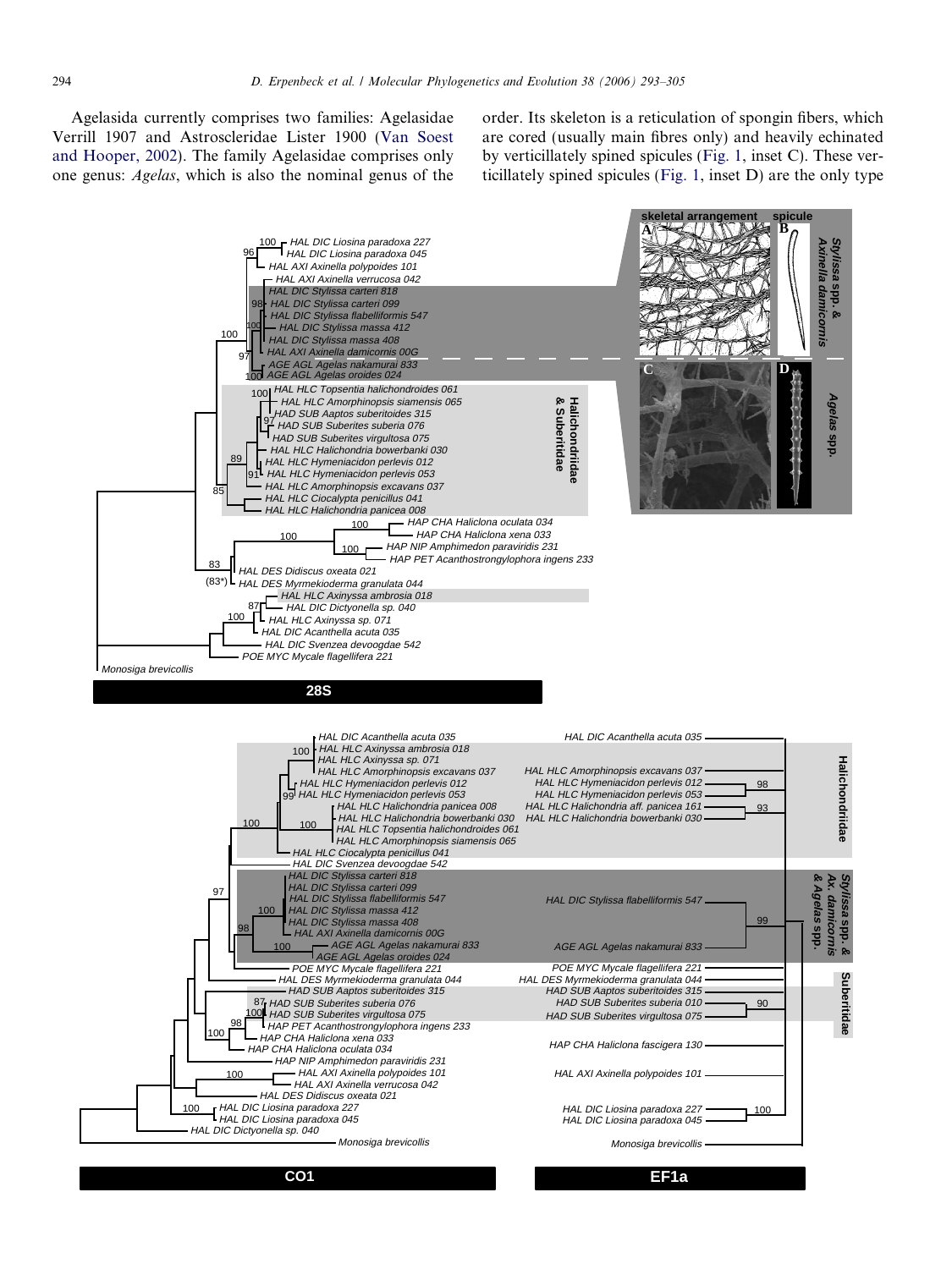Agelasida currently comprises two families: Agelasidae Verrill 1907 and Astroscleridae Lister 1900 (Van Soest and Hooper, 2002). The family Agelasidae comprises only one genus: *Agelas*, which is also the nominal genus of the order. Its skeleton is a reticulation of spongin fibers, which are cored (usually main fibres only) and heavily echinated by verticillately spined spicules (Fig. 1, inset C). These verticillately spined spicules (Fig. 1, inset D) are the only type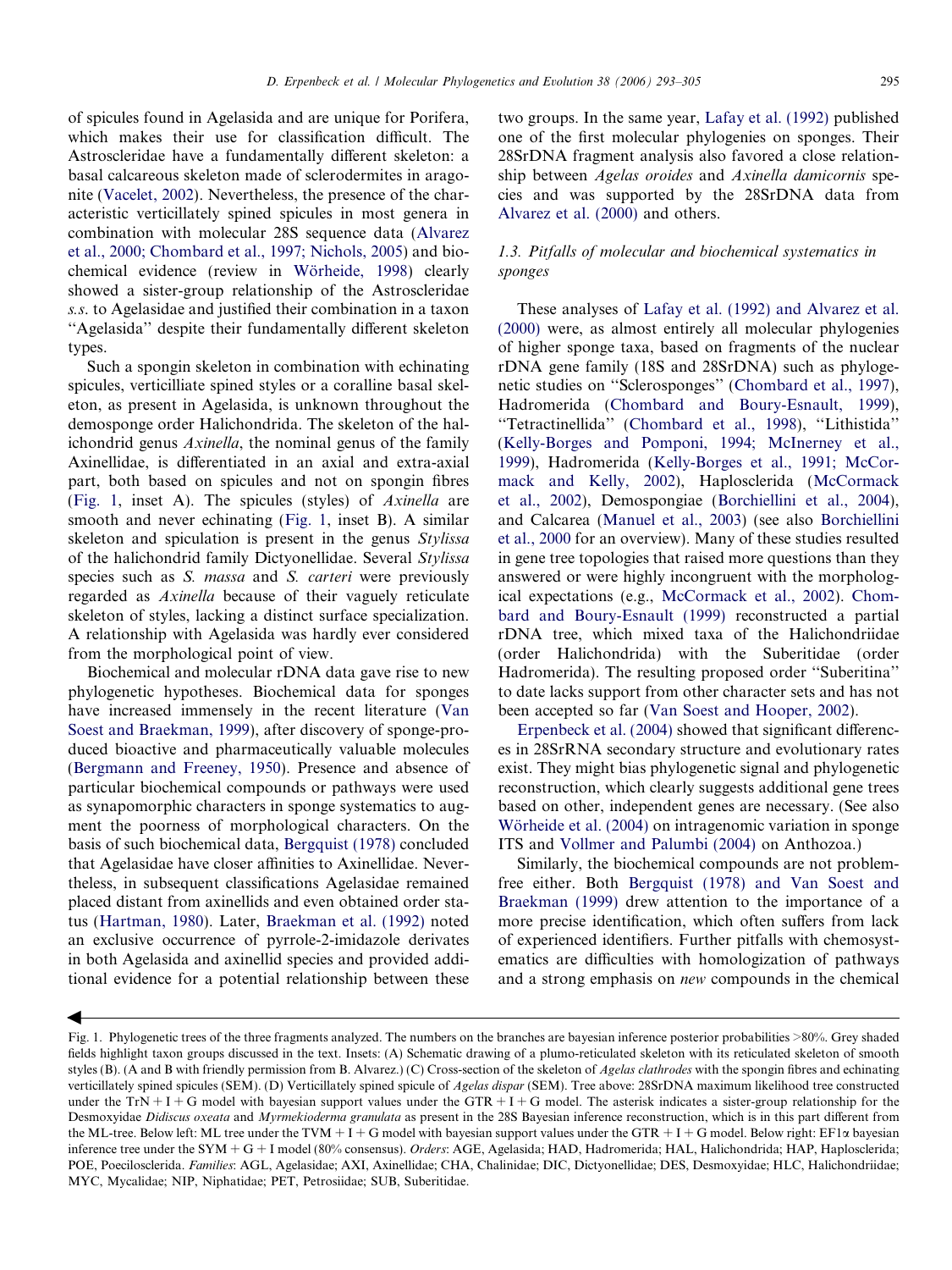of spicules found in Agelasida and are unique for Porifera, which makes their use for classification difficult. The Astroscleridae have a fundamentally different skeleton: a basal calcareous skeleton made of sclerodermites in aragonite (Vacelet, 2002). Nevertheless, the presence of the characteristic verticillately spined spicules in most genera in combination with molecular 28S sequence data (Alvarez et al., 2000; Chombard et al., 1997; Nichols, 2005) and biochemical evidence (review in Wörheide, 1998) clearly showed a sister-group relationship of the Astroscleridae *s.s.* to Agelasidae and justified their combination in a taxon "Agelasida" despite their fundamentally different skeleton types.

Such a spongin skeleton in combination with echinating spicules, verticilliate spined styles or a coralline basal skeleton, as present in Agelasida, is unknown throughout the demosponge order Halichondrida. The skeleton of the halichondrid genus *Axinella*, the nominal genus of the family Axinellidae, is differentiated in an axial and extra-axial part, both based on spicules and not on spongin fibres (Fig. 1, inset A). The spicules (styles) of *Axinella* are smooth and never echinating (Fig. 1, inset B). A similar skeleton and spiculation is present in the genus *Stylissa* of the halichondrid family Dictyonellidae. Several *Stylissa* species such as *S. massa* and *S. carteri* were previously regarded as *Axinella* because of their vaguely reticulate skeleton of styles, lacking a distinct surface specialization. A relationship with Agelasida was hardly ever considered from the morphological point of view.

Biochemical and molecular rDNA data gave rise to new phylogenetic hypotheses. Biochemical data for sponges have increased immensely in the recent literature (Van Soest and Braekman, 1999), after discovery of sponge-produced bioactive and pharmaceutically valuable molecules (Bergmann and Freeney, 1950). Presence and absence of particular biochemical compounds or pathways were used as synapomorphic characters in sponge systematics to augment the poorness of morphological characters. On the basis of such biochemical data, Bergquist (1978) concluded that Agelasidae have closer affinities to Axinellidae. Nevertheless, in subsequent classifications Agelasidae remained placed distant from axinellids and even obtained order status (Hartman, 1980). Later, Braekman et al. (1992) noted an exclusive occurrence of pyrrole-2-imidazole derivates in both Agelasida and axinellid species and provided additional evidence for a potential relationship between these two groups. In the same year, Lafay et al. (1992) published one of the first molecular phylogenies on sponges. Their 28SrDNA fragment analysis also favored a close relationship between *Agelas oroides* and *Axinella damicornis* species and was supported by the 28SrDNA data from Alvarez et al. (2000) and others.

### 1.3. Pitfalls of molecular and biochemical systematics in sponges

These analyses of Lafay et al. (1992) and Alvarez et al. (2000) were, as almost entirely all molecular phylogenies of higher sponge taxa, based on fragments of the nuclear rDNA gene family (18S and 28SrDNA) such as phylogenetic studies on "Sclerosponges" (Chombard et al., 1997), Hadromerida (Chombard and Boury-Esnault, 1999), "Tetractinellida" (Chombard et al., 1998), "Lithistida" (Kelly-Borges and Pomponi, 1994; McInerney et al., 1999), Hadromerida (Kelly-Borges et al., 1991; McCormack and Kelly, 2002), Haplosclerida (McCormack et al., 2002), Demospongiae (Borchiellini et al., 2004), and Calcarea (Manuel et al., 2003) (see also Borchiellini et al., 2000 for an overview). Many of these studies resulted in gene tree topologies that raised more questions than they answered or were highly incongruent with the morphological expectations (e.g., McCormack et al., 2002). Chombard and Boury-Esnault (1999) reconstructed a partial rDNA tree, which mixed taxa of the Halichondriidae (order Halichondrida) with the Suberitidae (order Hadromerida). The resulting proposed order "Suberitina" to date lacks support from other character sets and has not been accepted so far (Van Soest and Hooper, 2002).

Erpenbeck et al. (2004) showed that significant differences in 28SrRNA secondary structure and evolutionary rates exist. They might bias phylogenetic signal and phylogenetic reconstruction, which clearly suggests additional gene trees based on other, independent genes are necessary. (See also Wörheide et al. (2004) on intragenomic variation in sponge ITS and Vollmer and Palumbi (2004) on Anthozoa.)

Similarly, the biochemical compounds are not problem-free either. Both Bergquist (1978) and Van Soest and Braekman (1999) drew attention to the importance of a more precise identification, which often suffers from lack of experienced identifiers. Further pitfalls with chemosystematics are difficulties with homologization of pathways and a strong emphasis on *new* compounds in the chemical

Fig. 1. Phylogenetic trees of the three fragments analyzed. The numbers on the branches are bayesian inference posterior probabilities >80%. Grey shaded fields highlight taxon groups discussed in the text. Insets: (A) Schematic drawing of a plumo-reticulated skeleton with its reticulated skeleton of smooth styles (B). (A and B with friendly permission from B. Alvarez.) (C) Cross-section of the skeleton of *Agelas clathrodes* with the spongin fibres and echinating verticillately spined spicules (SEM). (D) Verticillately spined spicule of *Agelas dispar* (SEM). Tree above: 28SrDNA maximum likelihood tree constructed under the TrN + I + G model with bayesian support values under the GTR + I + G model. The asterisk indicates a sister-group relationship for the Desmoxyidae *Didiscus oxeata* and *Myrmekioderma granulata* as present in the 28S Bayesian inference reconstruction, which is in this part different from the ML-tree. Below left: ML tree under the TVM + I + G model with bayesian support values under the GTR + I + G model. Below right: EF1α bayesian inference tree under the SYM + G + I model (80% consensus). *Orders*: AGE, Agelasida; HAD, Hadromerida; HAL, Halichondrida; HAP, Haplosclerida; POE, Poecilosclerida. *Families*: AGL, Agelasidae; AXI, Axinellidae; CHA, Chalinidae; DIC, Dictyonellidae; DES, Desmoxyidae; HLC, Halichondriidae; MYC, Mycalidae; NIP, Niphatidae; PET, Petrosiidae; SUB, Suberitidae.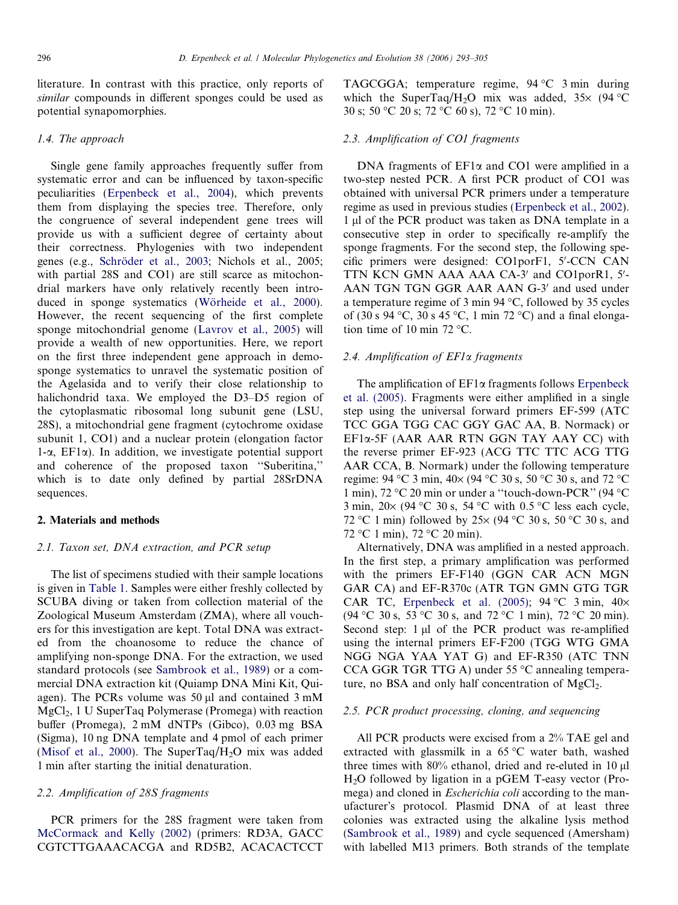literature. In contrast with this practice, only reports of *similar* compounds in different sponges could be used as potential synapomorphies.

### 1.4. The approach

Single gene family approaches frequently suffer from systematic error and can be influenced by taxon-specific peculiarities (Erpenbeck et al., 2004), which prevents them from displaying the species tree. Therefore, only the congruence of several independent gene trees will provide us with a sufficient degree of certainty about their correctness. Phylogenies with two independent genes (e.g., Schröder et al., 2003; Nichols et al., 2005; with partial 28S and CO1) are still scarce as mitochondrial markers have only relatively recently been introduced in sponge systematics (Wörheide et al., 2000). However, the recent sequencing of the first complete sponge mitochondrial genome (Lavrov et al., 2005) will provide a wealth of new opportunities. Here, we report on the first three independent gene approach in demosponge systematics to unravel the systematic position of the Agelasida and to verify their close relationship to halichondrid taxa. We employed the D3–D5 region of the cytoplasmatic ribosomal long subunit gene (LSU, 28S), a mitochondrial gene fragment (cytochrome oxidase subunit 1, CO1) and a nuclear protein (elongation factor 1-α, EF1α). In addition, we investigate potential support and coherence of the proposed taxon ''Suberitina,'' which is to date only defined by partial 28SrDNA sequences.

## 2. Materials and methods

### 2.1. Taxon set, DNA extraction, and PCR setup

The list of specimens studied with their sample locations is given in Table 1. Samples were either freshly collected by SCUBA diving or taken from collection material of the Zoological Museum Amsterdam (ZMA), where all vouchers for this investigation are kept. Total DNA was extracted from the choanosome to reduce the chance of amplifying non-sponge DNA. For the extraction, we used standard protocols (see Sambrook et al., 1989) or a commercial DNA extraction kit (Quiamp DNA Mini Kit, Quiagen). The PCRs volume was 50 μl and contained 3 mM $MgCl_2$, 1 U SuperTaq Polymerase (Promega) with reaction buffer (Promega), 2 mM dNTPs (Gibco), 0.03 mg BSA (Sigma), 10 ng DNA template and 4 pmol of each primer (Misof et al., 2000). The SuperTaq/$H_2O$ mix was added 1 min after starting the initial denaturation.

### 2.2. Amplification of 28S fragments

PCR primers for the 28S fragment were taken from McCormack and Kelly (2002) (primers: RD3A, GACC CGTCTTGAAACACGA and RD5B2, ACACACTCCT TAGCGGA; temperature regime, 94 °C 3 min during which the SuperTaq/$H_2O$ mix was added, 35× (94 °C 30 s; 50 °C 20 s; 72 °C 60 s), 72 °C 10 min).

### 2.3. Amplification of CO1 fragments

DNA fragments of EF1α and CO1 were amplified in a two-step nested PCR. A first PCR product of CO1 was obtained with universal PCR primers under a temperature regime as used in previous studies (Erpenbeck et al., 2002). 1 μl of the PCR product was taken as DNA template in a consecutive step in order to specifically re-amplify the sponge fragments. For the second step, the following specific primers were designed: CO1porF1, 5′-CCN CAN TTN KCN GMN AAA AAA CA-3′ and CO1porR1, 5′-AAN TGN TGN GGR AAR AAN G-3′ and used under a temperature regime of 3 min 94 °C, followed by 35 cycles of (30 s 94 °C, 30 s 45 °C, 1 min 72 °C) and a final elongation time of 10 min 72 °C.

### 2.4. Amplification of EF1α fragments

The amplification of EF1α fragments follows Erpenbeck et al. (2005). Fragments were either amplified in a single step using the universal forward primers EF-599 (ATC TCC GGA TGG CAC GGY GAC AA, B. Normack) or EF1α-5F (AAR AAR RTN GGN TAY AAY CC) with the reverse primer EF-923 (ACG TTC TTC ACG TTG AAR CCA, B. Normark) under the following temperature regime: 94 °C 3 min, 40× (94 °C 30 s, 50 °C 30 s, and 72 °C 1 min), 72 °C 20 min or under a ''touch-down-PCR'' (94 °C 3 min, 20× (94 °C 30 s, 54 °C with 0.5 °C less each cycle, 72 °C 1 min) followed by 25× (94 °C 30 s, 50 °C 30 s, and 72 °C 1 min), 72 °C 20 min).

Alternatively, DNA was amplified in a nested approach. In the first step, a primary amplification was performed with the primers EF-F140 (GGN CAR ACN MGN GAR CA) and EF-R370c (ATR TGN GMN GTG TGR CAR TC, Erpenbeck et al. (2005); 94 °C 3 min, 40× (94 °C 30 s, 53 °C 30 s, and 72 °C 1 min), 72 °C 20 min). Second step: 1 μl of the PCR product was re-amplified using the internal primers EF-F200 (TGG WTG GMA NGG NGA YAA YAT G) and EF-R350 (ATC TNN CCA GGR TGR TTG A) under 55 °C annealing temperature, no BSA and only half concentration of $MgCl_2$.

### 2.5. PCR product processing, cloning, and sequencing

All PCR products were excised from a 2% TAE gel and extracted with glassmilk in a 65 °C water bath, washed three times with 80% ethanol, dried and re-eluted in 10 μl $H_2O$ followed by ligation in a pGEM T-easy vector (Promega) and cloned in *Escherichia coli* according to the manufacturer's protocol. Plasmid DNA of at least three colonies was extracted using the alkaline lysis method (Sambrook et al., 1989) and cycle sequenced (Amersham) with labelled M13 primers. Both strands of the template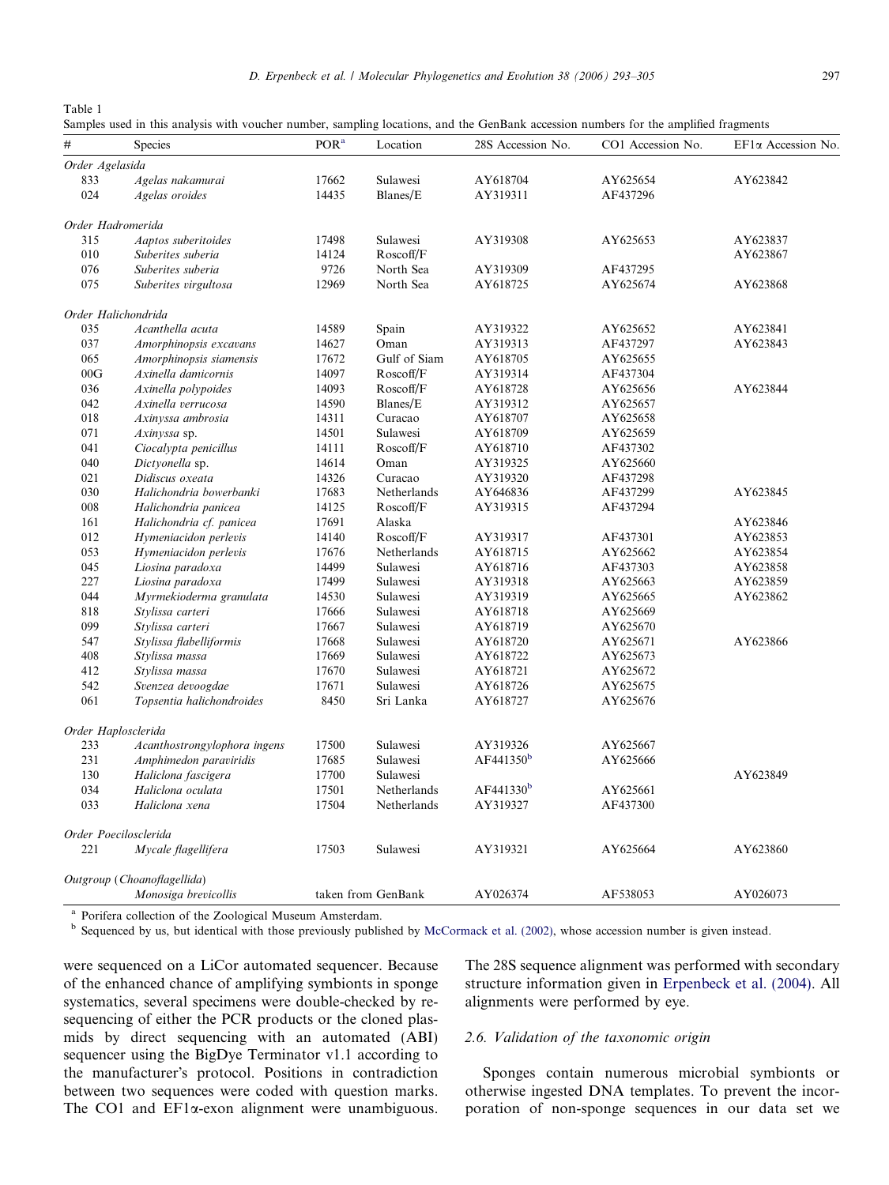Table 1
Samples used in this analysis with voucher number, sampling locations, and the GenBank accession numbers for the amplified fragments

| # | Species | POR[a] | Location | 28S Accession No. | CO1 Accession No. | EF1α Accession No. |
|---|---|---|---|---|---|---|
| *Order Agelasida* | | | | | | |
| 833 | *Agelas nakamurai* | 17662 | Sulawesi | AY618704 | AY625654 | AY623842 |
| 024 | *Agelas oroides* | 14435 | Blanes/E | AY319311 | AF437296 | |
| *Order Hadromerida* | | | | | | |
| 315 | *Aaptos suberitoides* | 17498 | Sulawesi | AY319308 | AY625653 | AY623837 |
| 010 | *Suberites suberia* | 14124 | Roscoff/F | | | AY623867 |
| 076 | *Suberites suberia* | 9726 | North Sea | AY319309 | AF437295 | |
| 075 | *Suberites virgultosa* | 12969 | North Sea | AY618725 | AY625674 | AY623868 |
| *Order Halichondrida* | | | | | | |
| 035 | *Acanthella acuta* | 14589 | Spain | AY319322 | AY625652 | AY623841 |
| 037 | *Amorphinopsis excavans* | 14627 | Oman | AY319313 | AF437297 | AY623843 |
| 065 | *Amorphinopsis siamensis* | 17672 | Gulf of Siam | AY618705 | AY625655 | |
| 00G | *Axinella damicornis* | 14097 | Roscoff/F | AY319314 | AF437304 | |
| 036 | *Axinella polypoides* | 14093 | Roscoff/F | AY618728 | AY625656 | AY623844 |
| 042 | *Axinella verrucosa* | 14590 | Blanes/E | AY319312 | AY625657 | |
| 018 | *Axinyssa ambrosia* | 14311 | Curacao | AY618707 | AY625658 | |
| 071 | *Axinyssa* sp. | 14501 | Sulawesi | AY618709 | AY625659 | |
| 041 | *Ciocalypta penicillus* | 14111 | Roscoff/F | AY618710 | AF437302 | |
| 040 | *Dictyonella* sp. | 14614 | Oman | AY319325 | AY625660 | |
| 021 | *Didiscus oxeata* | 14326 | Curacao | AY319320 | AF437298 | |
| 030 | *Halichondria bowerbanki* | 17683 | Netherlands | AY646836 | AF437299 | AY623845 |
| 008 | *Halichondria panicea* | 14125 | Roscoff/F | AY319315 | AF437294 | |
| 161 | *Halichondria cf. panicea* | 17691 | Alaska | | | AY623846 |
| 012 | *Hymeniacidon perlevis* | 14140 | Roscoff/F | AY319317 | AF437301 | AY623853 |
| 053 | *Hymeniacidon perlevis* | 17676 | Netherlands | AY618715 | AY625662 | AY623854 |
| 045 | *Liosina paradoxa* | 14499 | Sulawesi | AY618716 | AF437303 | AY623858 |
| 227 | *Liosina paradoxa* | 17499 | Sulawesi | AY319318 | AY625663 | AY623859 |
| 044 | *Myrmekioderma granulata* | 14530 | Sulawesi | AY319319 | AY625665 | AY623862 |
| 818 | *Stylissa carteri* | 17666 | Sulawesi | AY618718 | AY625669 | |
| 099 | *Stylissa carteri* | 17667 | Sulawesi | AY618719 | AY625670 | |
| 547 | *Stylissa flabelliformis* | 17668 | Sulawesi | AY618720 | AY625671 | AY623866 |
| 408 | *Stylissa massa* | 17669 | Sulawesi | AY618722 | AY625673 | |
| 412 | *Stylissa massa* | 17670 | Sulawesi | AY618721 | AY625672 | |
| 542 | *Svenzea devoogdae* | 17671 | Sulawesi | AY618726 | AY625675 | |
| 061 | *Topsentia halichondroides* | 8450 | Sri Lanka | AY618727 | AY625676 | |
| *Order Haplosclerida* | | | | | | |
| 233 | *Acanthostrongylophora ingens* | 17500 | Sulawesi | AY319326 | AY625667 | |
| 231 | *Amphimedon paraviridis* | 17685 | Sulawesi | AF441350[b] | AY625666 | |
| 130 | *Haliclona fascigera* | 17700 | Sulawesi | | | AY623849 |
| 034 | *Haliclona oculata* | 17501 | Netherlands | AF441330[b] | AY625661 | |
| 033 | *Haliclona xena* | 17504 | Netherlands | AY319327 | AF437300 | |
| *Order Poecilosclerida* | | | | | | |
| 221 | *Mycale flagellifera* | 17503 | Sulawesi | AY319321 | AY625664 | AY623860 |
| *Outgroup (Choanoflagellida)* | | | | | | |
| | *Monosiga brevicollis* | taken from GenBank | | AY026374 | AF538053 | AY026073 |

[a] Porifera collection of the Zoological Museum Amsterdam.

[b] Sequenced by us, but identical with those previously published by McCormack et al. (2002), whose accession number is given instead.

were sequenced on a LiCor automated sequencer. Because of the enhanced chance of amplifying symbionts in sponge systematics, several specimens were double-checked by re-sequencing of either the PCR products or the cloned plasmids by direct sequencing with an automated (ABI) sequencer using the BigDye Terminator v1.1 according to the manufacturer's protocol. Positions in contradiction between two sequences were coded with question marks. The CO1 and EF1α-exon alignment were unambiguous. The 28S sequence alignment was performed with secondary structure information given in Erpenbeck et al. (2004). All alignments were performed by eye.

### 2.6. Validation of the taxonomic origin

Sponges contain numerous microbial symbionts or otherwise ingested DNA templates. To prevent the incorporation of non-sponge sequences in our data set we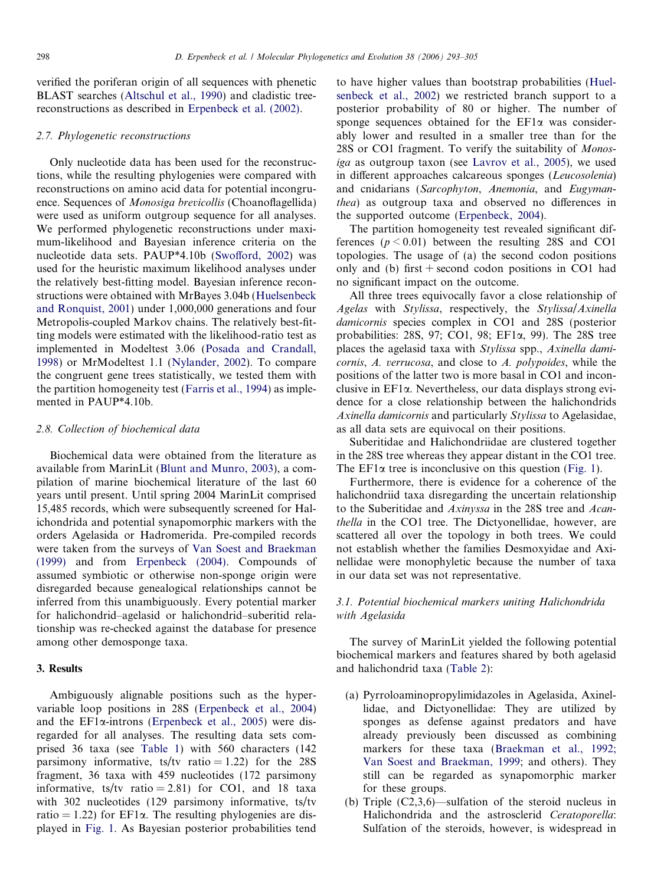verified the poriferan origin of all sequences with phenetic BLAST searches (Altschul et al., 1990) and cladistic tree-reconstructions as described in Erpenbeck et al. (2002).

### 2.7. Phylogenetic reconstructions

Only nucleotide data has been used for the reconstructions, while the resulting phylogenies were compared with reconstructions on amino acid data for potential incongruence. Sequences of *Monosiga brevicollis* (Choanoflagellida) were used as uniform outgroup sequence for all analyses. We performed phylogenetic reconstructions under maximum-likelihood and Bayesian inference criteria on the nucleotide data sets. PAUP*4.10b (Swofford, 2002) was used for the heuristic maximum likelihood analyses under the relatively best-fitting model. Bayesian inference reconstructions were obtained with MrBayes 3.04b (Huelsenbeck and Ronquist, 2001) under 1,000,000 generations and four Metropolis-coupled Markov chains. The relatively best-fitting models were estimated with the likelihood-ratio test as implemented in Modeltest 3.06 (Posada and Crandall, 1998) or MrModeltest 1.1 (Nylander, 2002). To compare the congruent gene trees statistically, we tested them with the partition homogeneity test (Farris et al., 1994) as implemented in PAUP*4.10b.

### 2.8. Collection of biochemical data

Biochemical data were obtained from the literature as available from MarinLit (Blunt and Munro, 2003), a compilation of marine biochemical literature of the last 60 years until present. Until spring 2004 MarinLit comprised 15,485 records, which were subsequently screened for Halichondrida and potential synapomorphic markers with the orders Agelasida or Hadromerida. Pre-compiled records were taken from the surveys of Van Soest and Braekman (1999) and from Erpenbeck (2004). Compounds of assumed symbiotic or otherwise non-sponge origin were disregarded because genealogical relationships cannot be inferred from this unambiguously. Every potential marker for halichondrid–agelasid or halichondrid–suberitid relationship was re-checked against the database for presence among other demosponge taxa.

## 3. Results

Ambiguously alignable positions such as the hypervariable loop positions in 28S (Erpenbeck et al., 2004) and the EF1α-introns (Erpenbeck et al., 2005) were disregarded for all analyses. The resulting data sets comprised 36 taxa (see Table 1) with 560 characters (142 parsimony informative, ts/tv ratio = 1.22) for the 28S fragment, 36 taxa with 459 nucleotides (172 parsimony informative, ts/tv ratio = 2.81) for CO1, and 18 taxa with 302 nucleotides (129 parsimony informative, ts/tv ratio = 1.22) for EF1α. The resulting phylogenies are displayed in Fig. 1. As Bayesian posterior probabilities tend to have higher values than bootstrap probabilities (Huelsenbeck et al., 2002) we restricted branch support to a posterior probability of 80 or higher. The number of sponge sequences obtained for the EF1α was considerably lower and resulted in a smaller tree than for the 28S or CO1 fragment. To verify the suitability of *Monosiga* as outgroup taxon (see Lavrov et al., 2005), we used in different approaches calcareous sponges (*Leucosolenia*) and cnidarians (*Sarcophyton*, *Anemonia*, and *Eugymanthea*) as outgroup taxa and observed no differences in the supported outcome (Erpenbeck, 2004).

The partition homogeneity test revealed significant differences ($p < 0.01$) between the resulting 28S and CO1 topologies. The usage of (a) the second codon positions only and (b) first + second codon positions in CO1 had no significant impact on the outcome.

All three trees equivocally favor a close relationship of *Agelas* with *Stylissa*, respectively, the *Stylissa*/*Axinella damicornis* species complex in CO1 and 28S (posterior probabilities: 28S, 97; CO1, 98; EF1α, 99). The 28S tree places the agelasid taxa with *Stylissa* spp., *Axinella damicornis*, *A. verrucosa*, and close to *A. polypoides*, while the positions of the latter two is more basal in CO1 and inconclusive in EF1α. Nevertheless, our data displays strong evidence for a close relationship between the halichondrids *Axinella damicornis* and particularly *Stylissa* to Agelasidae, as all data sets are equivocal on their positions.

Suberitidae and Halichondriidae are clustered together in the 28S tree whereas they appear distant in the CO1 tree. The EF1α tree is inconclusive on this question (Fig. 1).

Furthermore, there is evidence for a coherence of the halichondriid taxa disregarding the uncertain relationship to the Suberitidae and *Axinyssa* in the 28S tree and *Acanthella* in the CO1 tree. The Dictyonellidae, however, are scattered all over the topology in both trees. We could not establish whether the families Desmoxyidae and Axinellidae were monophyletic because the number of taxa in our data set was not representative.

### 3.1. Potential biochemical markers uniting Halichondrida with Agelasida

The survey of MarinLit yielded the following potential biochemical markers and features shared by both agelasid and halichondrid taxa (Table 2):

(a) Pyrroloaminopropylimidazoles in Agelasida, Axinellidae, and Dictyonellidae: They are utilized by sponges as defense against predators and have already previously been discussed as combining markers for these taxa (Braekman et al., 1992; Van Soest and Braekman, 1999; and others). They still can be regarded as synapomorphic marker for these groups.

(b) Triple (C2,3,6)—sulfation of the steroid nucleus in Halichondrida and the astrosclerid *Ceratoporella*: Sulfation of the steroids, however, is widespread in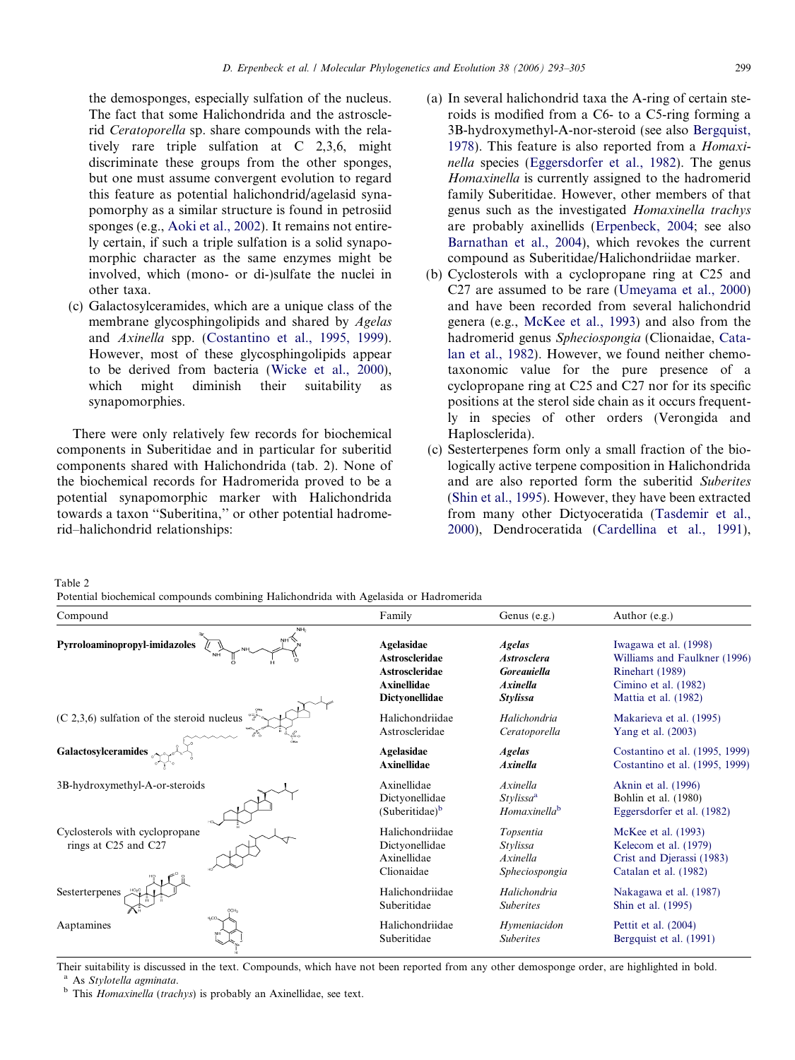the demosponges, especially sulfation of the nucleus. The fact that some Halichondrida and the astrosclerid *Ceratoporella* sp. share compounds with the relatively rare triple sulfation at C 2,3,6, might discriminate these groups from the other sponges, but one must assume convergent evolution to regard this feature as potential halichondrid/agelasid synapomorphy as a similar structure is found in petrosiid sponges (e.g., Aoki et al., 2002). It remains not entirely certain, if such a triple sulfation is a solid synapomorphic character as the same enzymes might be involved, which (mono- or di-)sulfate the nuclei in other taxa.

(c) Galactosylceramides, which are a unique class of the membrane glycosphingolipids and shared by *Agelas* and *Axinella* spp. (Costantino et al., 1995, 1999). However, most of these glycosphingolipids appear to be derived from bacteria (Wicke et al., 2000), which might diminish their suitability as synapomorphies.

There were only relatively few records for biochemical components in Suberitidae and in particular for suberitid components shared with Halichondrida (tab. 2). None of the biochemical records for Hadromerida proved to be a potential synapomorphic marker with Halichondrida towards a taxon ''Suberitina,'' or other potential hadromerid–halichondrid relationships:

(a) In several halichondrid taxa the A-ring of certain steroids is modified from a C6- to a C5-ring forming a 3B-hydroxymethyl-A-nor-steroid (see also Bergquist, 1978). This feature is also reported from a *Homaxinella* species (Eggersdorfer et al., 1982). The genus *Homaxinella* is currently assigned to the hadromerid family Suberitidae. However, other members of that genus such as the investigated *Homaxinella trachys* are probably axinellids (Erpenbeck, 2004; see also Barnathan et al., 2004), which revokes the current compound as Suberitidae/Halichondriidae marker.

(b) Cyclosterols with a cyclopropane ring at C25 and C27 are assumed to be rare (Umeyama et al., 2000) and have been recorded from several halichondrid genera (e.g., McKee et al., 1993) and also from the hadromerid genus *Spheciospongia* (Clionaidae, Catalan et al., 1982). However, we found neither chemotaxonomic value for the pure presence of a cyclopropane ring at C25 and C27 nor for its specific positions at the sterol side chain as it occurs frequently in species of other orders (Verongida and Haplosclerida).

(c) Sesterterpenes form only a small fraction of the biologically active terpene composition in Halichondrida and are also reported form the suberitid *Suberites* (Shin et al., 1995). However, they have been extracted from many other Dictyoceratida (Tasdemir et al., 2000), Dendroceratida (Cardellina et al., 1991),

Table 2
Potential biochemical compounds combining Halichondrida with Agelasida or Hadromerida

| Compound | Family | Genus (e.g.) | Author (e.g.) |
|---|---|---|---|
| **Pyrroloaminopropyl-imidazoles** | **Agelasidae** | ***Agelas*** | Iwagawa et al. (1998) |
| | **Astroscleridae** | ***Astrosclera*** | Williams and Faulkner (1996) |
| | **Astroscleridae** | ***Goreauiella*** | Rinehart (1989) |
| | **Axinellidae** | ***Axinella*** | Cimino et al. (1982) |
| | **Dictyonellidae** | ***Stylissa*** | Mattia et al. (1982) |
| (C 2,3,6) sulfation of the steroid nucleus | Halichondriidae | *Halichondria* | Makarieva et al. (1995) |
| | Astroscleridae | *Ceratoporella* | Yang et al. (2003) |
| **Galactosylceramides** | **Agelasidae** | ***Agelas*** | Costantino et al. (1995, 1999) |
| | **Axinellidae** | ***Axinella*** | Costantino et al. (1995, 1999) |
| 3B-hydroxymethyl-A-or-steroids | Axinellidae | *Axinella* | Aknin et al. (1996) |
| | Dictyonellidae | *Stylissa*[a] | Bohlin et al. (1980) |
| | (Suberitidae)[b] | *Homaxinella*[b] | Eggersdorfer et al. (1982) |
| Cyclosterols with cyclopropane rings at C25 and C27 | Halichondriidae | *Topsentia* | McKee et al. (1993) |
| | Dictyonellidae | *Stylissa* | Kelecom et al. (1979) |
| | Axinellidae | *Axinella* | Crist and Djerassi (1983) |
| | Clionaidae | *Spheciospongia* | Catalan et al. (1982) |
| Sesterterpenes | Halichondriidae | *Halichondria* | Nakagawa et al. (1987) |
| | Suberitidae | *Suberites* | Shin et al. (1995) |
| Aaptamines | Halichondriidae | *Hymeniacidon* | Pettit et al. (2004) |
| | Suberitidae | *Suberites* | Bergquist et al. (1991) |

Their suitability is discussed in the text. Compounds, which have not been reported from any other demosponge order, are highlighted in bold.
[a] As *Stylotella agminata*.
[b] This *Homaxinella* (*trachys*) is probably an Axinellidae, see text.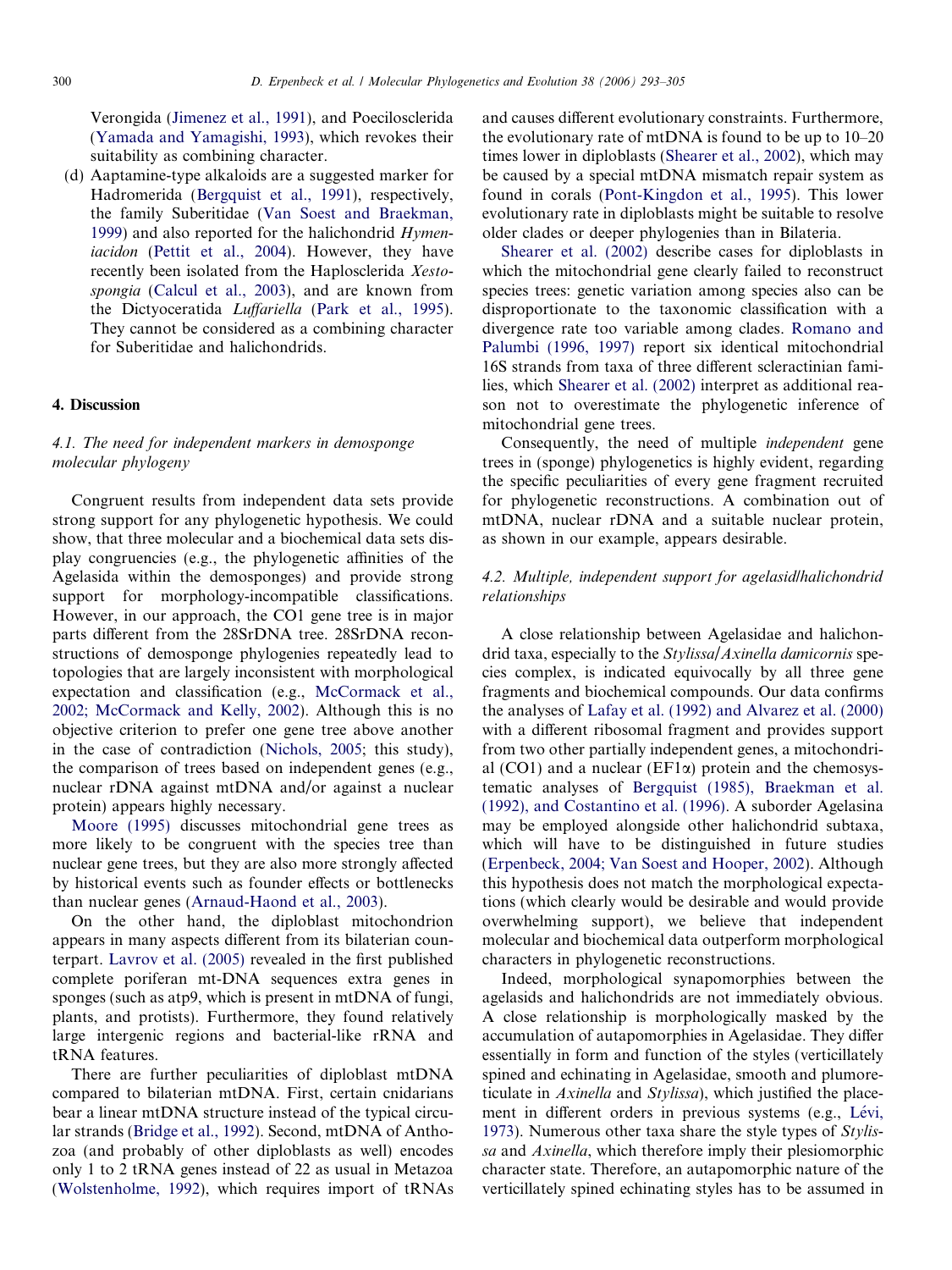Verongida (Jimenez et al., 1991), and Poecilosclerida (Yamada and Yamagishi, 1993), which revokes their suitability as combining character.

(d) Aaptamine-type alkaloids are a suggested marker for Hadromerida (Bergquist et al., 1991), respectively, the family Suberitidae (Van Soest and Braekman, 1999) and also reported for the halichondrid *Hymeniacidon* (Pettit et al., 2004). However, they have recently been isolated from the Haplosclerida *Xestospongia* (Calcul et al., 2003), and are known from the Dictyoceratida *Luffariella* (Park et al., 1995). They cannot be considered as a combining character for Suberitidae and halichondrids.

## 4. Discussion

### 4.1. The need for independent markers in demosponge molecular phylogeny

Congruent results from independent data sets provide strong support for any phylogenetic hypothesis. We could show, that three molecular and a biochemical data sets display congruencies (e.g., the phylogenetic affinities of the Agelasida within the demosponges) and provide strong support for morphology-incompatible classifications. However, in our approach, the CO1 gene tree is in major parts different from the 28SrDNA tree. 28SrDNA reconstructions of demosponge phylogenies repeatedly lead to topologies that are largely inconsistent with morphological expectation and classification (e.g., McCormack et al., 2002; McCormack and Kelly, 2002). Although this is no objective criterion to prefer one gene tree above another in the case of contradiction (Nichols, 2005; this study), the comparison of trees based on independent genes (e.g., nuclear rDNA against mtDNA and/or against a nuclear protein) appears highly necessary.

Moore (1995) discusses mitochondrial gene trees as more likely to be congruent with the species tree than nuclear gene trees, but they are also more strongly affected by historical events such as founder effects or bottlenecks than nuclear genes (Arnaud-Haond et al., 2003).

On the other hand, the diploblast mitochondrion appears in many aspects different from its bilaterian counterpart. Lavrov et al. (2005) revealed in the first published complete poriferan mt-DNA sequences extra genes in sponges (such as atp9, which is present in mtDNA of fungi, plants, and protists). Furthermore, they found relatively large intergenic regions and bacterial-like rRNA and tRNA features.

There are further peculiarities of diploblast mtDNA compared to bilaterian mtDNA. First, certain cnidarians bear a linear mtDNA structure instead of the typical circular strands (Bridge et al., 1992). Second, mtDNA of Anthozoa (and probably of other diploblasts as well) encodes only 1 to 2 tRNA genes instead of 22 as usual in Metazoa (Wolstenholme, 1992), which requires import of tRNAs and causes different evolutionary constraints. Furthermore, the evolutionary rate of mtDNA is found to be up to 10–20 times lower in diploblasts (Shearer et al., 2002), which may be caused by a special mtDNA mismatch repair system as found in corals (Pont-Kingdon et al., 1995). This lower evolutionary rate in diploblasts might be suitable to resolve older clades or deeper phylogenies than in Bilateria.

Shearer et al. (2002) describe cases for diploblasts in which the mitochondrial gene clearly failed to reconstruct species trees: genetic variation among species also can be disproportionate to the taxonomic classification with a divergence rate too variable among clades. Romano and Palumbi (1996, 1997) report six identical mitochondrial 16S strands from taxa of three different scleractinian families, which Shearer et al. (2002) interpret as additional reason not to overestimate the phylogenetic inference of mitochondrial gene trees.

Consequently, the need of multiple *independent* gene trees in (sponge) phylogenetics is highly evident, regarding the specific peculiarities of every gene fragment recruited for phylogenetic reconstructions. A combination out of mtDNA, nuclear rDNA and a suitable nuclear protein, as shown in our example, appears desirable.

### 4.2. Multiple, independent support for agelasid/halichondrid relationships

A close relationship between Agelasidae and halichondrid taxa, especially to the *Stylissa*/*Axinella damicornis* species complex, is indicated equivocally by all three gene fragments and biochemical compounds. Our data confirms the analyses of Lafay et al. (1992) and Alvarez et al. (2000) with a different ribosomal fragment and provides support from two other partially independent genes, a mitochondrial (CO1) and a nuclear (EF1α) protein and the chemosystematic analyses of Bergquist (1985), Braekman et al. (1992), and Costantino et al. (1996). A suborder Agelasina may be employed alongside other halichondrid subtaxa, which will have to be distinguished in future studies (Erpenbeck, 2004; Van Soest and Hooper, 2002). Although this hypothesis does not match the morphological expectations (which clearly would be desirable and would provide overwhelming support), we believe that independent molecular and biochemical data outperform morphological characters in phylogenetic reconstructions.

Indeed, morphological synapomorphies between the agelasids and halichondrids are not immediately obvious. A close relationship is morphologically masked by the accumulation of autapomorphies in Agelasidae. They differ essentially in form and function of the styles (verticillately spined and echinating in Agelasidae, smooth and plumoreticulate in *Axinella* and *Stylissa*), which justified the placement in different orders in previous systems (e.g., Lévi, 1973). Numerous other taxa share the style types of *Stylissa* and *Axinella*, which therefore imply their plesiomorphic character state. Therefore, an autapomorphic nature of the verticillately spined echinating styles has to be assumed in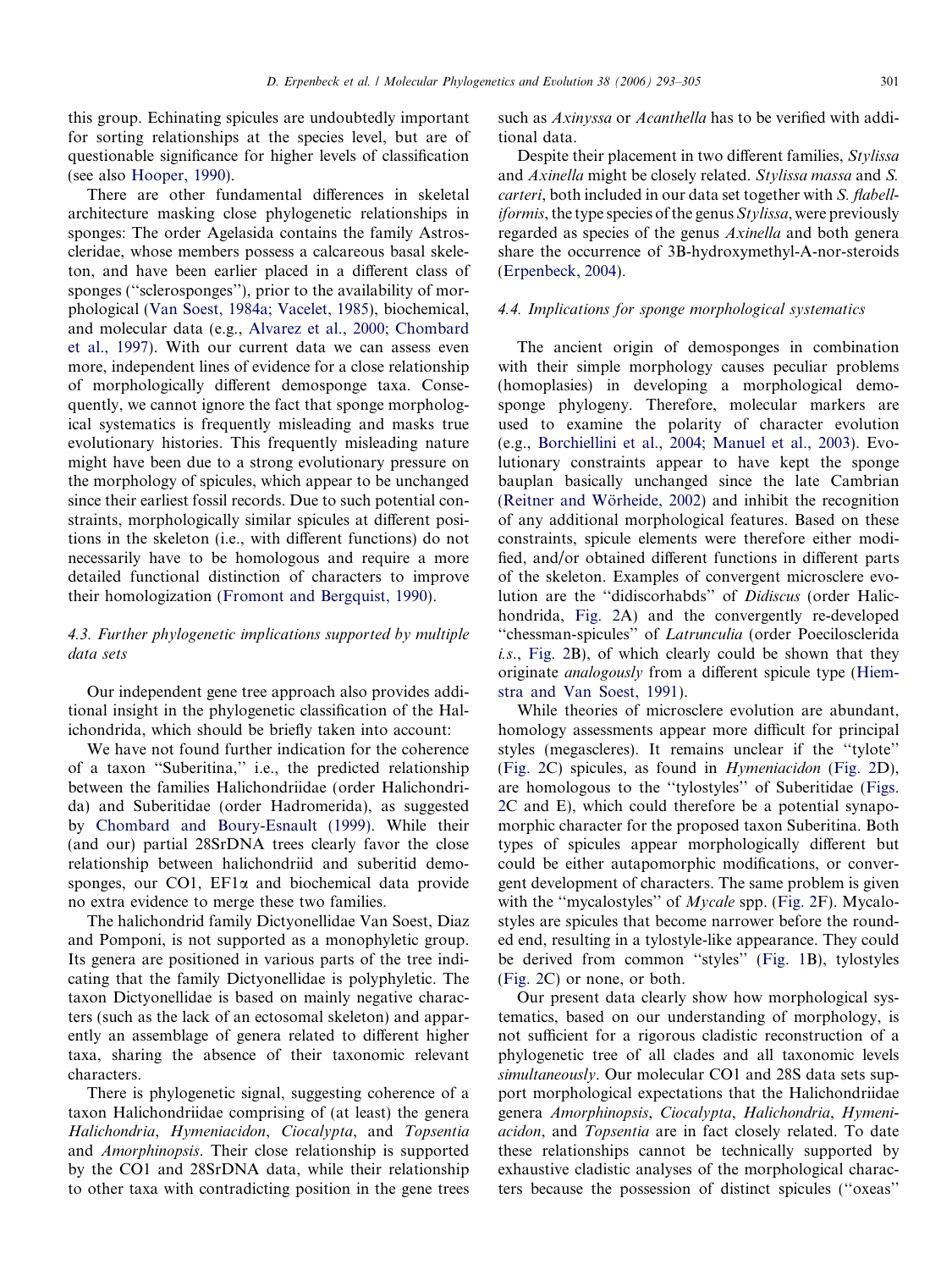this group. Echinating spicules are undoubtedly important for sorting relationships at the species level, but are of questionable significance for higher levels of classification (see also Hooper, 1990).

There are other fundamental differences in skeletal architecture masking close phylogenetic relationships in sponges: The order Agelasida contains the family Astroscleridae, whose members possess a calcareous basal skeleton, and have been earlier placed in a different class of sponges (''sclerosponges''), prior to the availability of morphological (Van Soest, 1984a; Vacelet, 1985), biochemical, and molecular data (e.g., Alvarez et al., 2000; Chombard et al., 1997). With our current data we can assess even more, independent lines of evidence for a close relationship of morphologically different demosponge taxa. Consequently, we cannot ignore the fact that sponge morphological systematics is frequently misleading and masks true evolutionary histories. This frequently misleading nature might have been due to a strong evolutionary pressure on the morphology of spicules, which appear to be unchanged since their earliest fossil records. Due to such potential constraints, morphologically similar spicules at different positions in the skeleton (i.e., with different functions) do not necessarily have to be homologous and require a more detailed functional distinction of characters to improve their homologization (Fromont and Bergquist, 1990).

### 4.3. Further phylogenetic implications supported by multiple data sets

Our independent gene tree approach also provides additional insight in the phylogenetic classification of the Halichondrida, which should be briefly taken into account:

We have not found further indication for the coherence of a taxon ''Suberitina,'' i.e., the predicted relationship between the families Halichondriidae (order Halichondrida) and Suberitidae (order Hadromerida), as suggested by Chombard and Boury-Esnault (1999). While their (and our) partial 28SrDNA trees clearly favor the close relationship between halichondriid and suberitid demosponges, our CO1, EF1α and biochemical data provide no extra evidence to merge these two families.

The halichondrid family Dictyonellidae Van Soest, Diaz and Pomponi, is not supported as a monophyletic group. Its genera are positioned in various parts of the tree indicating that the family Dictyonellidae is polyphyletic. The taxon Dictyonellidae is based on mainly negative characters (such as the lack of an ectosomal skeleton) and apparently an assemblage of genera related to different higher taxa, sharing the absence of their taxonomic relevant characters.

There is phylogenetic signal, suggesting coherence of a taxon Halichondriidae comprising of (at least) the genera *Halichondria*, *Hymeniacidon*, *Ciocalypta*, and *Topsentia* and *Amorphinopsis*. Their close relationship is supported by the CO1 and 28SrDNA data, while their relationship to other taxa with contradicting position in the gene trees such as *Axinyssa* or *Acanthella* has to be verified with additional data.

Despite their placement in two different families, *Stylissa* and *Axinella* might be closely related. *Stylissa massa* and *S. carteri*, both included in our data set together with *S. flabelliformis*, the type species of the genus *Stylissa*, were previously regarded as species of the genus *Axinella* and both genera share the occurrence of 3B-hydroxymethyl-A-nor-steroids (Erpenbeck, 2004).

### 4.4. Implications for sponge morphological systematics

The ancient origin of demosponges in combination with their simple morphology causes peculiar problems (homoplasies) in developing a morphological demosponge phylogeny. Therefore, molecular markers are used to examine the polarity of character evolution (e.g., Borchiellini et al., 2004; Manuel et al., 2003). Evolutionary constraints appear to have kept the sponge bauplan basically unchanged since the late Cambrian (Reitner and Wörheide, 2002) and inhibit the recognition of any additional morphological features. Based on these constraints, spicule elements were therefore either modified, and/or obtained different functions in different parts of the skeleton. Examples of convergent microsclere evolution are the ''didiscorhabds'' of *Didiscus* (order Halichondrida, Fig. 2A) and the convergently re-developed ''chessman-spicules'' of *Latrunculia* (order Poecilosclerida *i.s.*, Fig. 2B), of which clearly could be shown that they originate *analogously* from a different spicule type (Hiemstra and Van Soest, 1991).

While theories of microsclere evolution are abundant, homology assessments appear more difficult for principal styles (megascleres). It remains unclear if the ''tylote'' (Fig. 2C) spicules, as found in *Hymeniacidon* (Fig. 2D), are homologous to the ''tylostyles'' of Suberitidae (Figs. 2C and E), which could therefore be a potential synapomorphic character for the proposed taxon Suberitina. Both types of spicules appear morphologically different but could be either autapomorphic modifications, or convergent development of characters. The same problem is given with the ''mycalostyles'' of *Mycale* spp. (Fig. 2F). Mycalostyles are spicules that become narrower before the rounded end, resulting in a tylostyle-like appearance. They could be derived from common ''styles'' (Fig. 1B), tylostyles (Fig. 2C) or none, or both.

Our present data clearly show how morphological systematics, based on our understanding of morphology, is not sufficient for a rigorous cladistic reconstruction of a phylogenetic tree of all clades and all taxonomic levels *simultaneously*. Our molecular CO1 and 28S data sets support morphological expectations that the Halichondriidae genera *Amorphinopsis*, *Ciocalypta*, *Halichondria*, *Hymeniacidon*, and *Topsentia* are in fact closely related. To date these relationships cannot be technically supported by exhaustive cladistic analyses of the morphological characters because the possession of distinct spicules (''oxeas''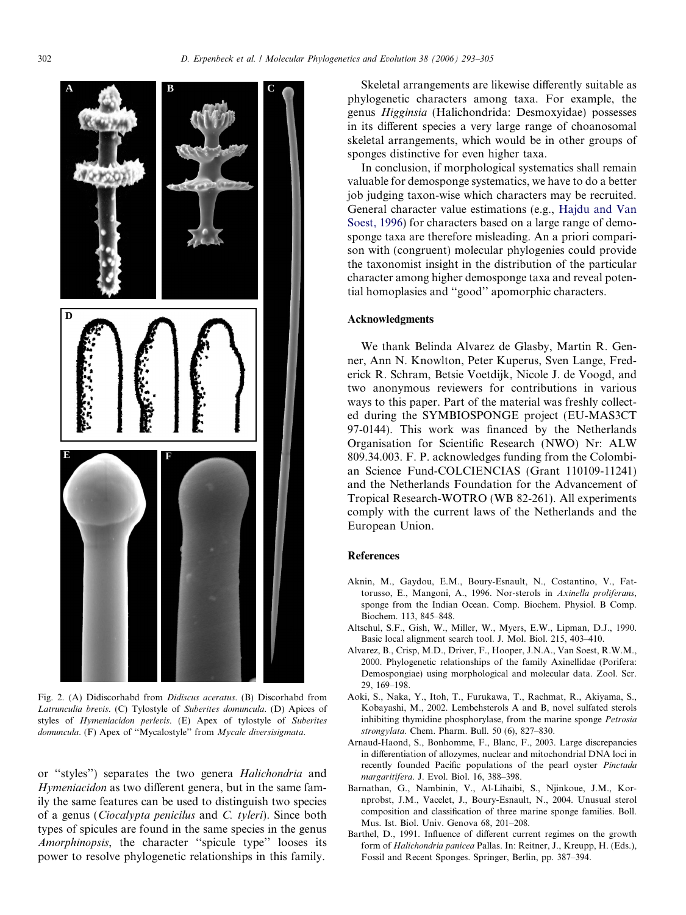Fig. 2. (A) Didiscorhabd from *Didiscus aceratus*. (B) Discorhabd from *Latrunculia brevis*. (C) Tylostyle of *Suberites domuncula*. (D) Apices of styles of *Hymeniacidon perlevis*. (E) Apex of tylostyle of *Suberites domuncula*. (F) Apex of ''Mycalostyle'' from *Mycale diversisigmata*.

or ''styles'') separates the two genera *Halichondria* and *Hymeniacidon* as two different genera, but in the same family the same features can be used to distinguish two species of a genus (*Ciocalypta penicilus* and *C. tyleri*). Since both types of spicules are found in the same species in the genus *Amorphinopsis*, the character ''spicule type'' looses its power to resolve phylogenetic relationships in this family.

Skeletal arrangements are likewise differently suitable as phylogenetic characters among taxa. For example, the genus *Higginsia* (Halichondrida: Desmoxyidae) possesses in its different species a very large range of choanosomal skeletal arrangements, which would be in other groups of sponges distinctive for even higher taxa.

In conclusion, if morphological systematics shall remain valuable for demosponge systematics, we have to do a better job judging taxon-wise which characters may be recruited. General character value estimations (e.g., Hajdu and Van Soest, 1996) for characters based on a large range of demosponge taxa are therefore misleading. An a priori comparison with (congruent) molecular phylogenies could provide the taxonomist insight in the distribution of the particular character among higher demosponge taxa and reveal potential homoplasies and ''good'' apomorphic characters.

## Acknowledgments

We thank Belinda Alvarez de Glasby, Martin R. Genner, Ann N. Knowlton, Peter Kuperus, Sven Lange, Frederick R. Schram, Betsie Voetdijk, Nicole J. de Voogd, and two anonymous reviewers for contributions in various ways to this paper. Part of the material was freshly collected during the SYMBIOSPONGE project (EU-MAS3CT 97-0144). This work was financed by the Netherlands Organisation for Scientific Research (NWO) Nr: ALW 809.34.003. F. P. acknowledges funding from the Colombian Science Fund-COLCIENCIAS (Grant 110109-11241) and the Netherlands Foundation for the Advancement of Tropical Research-WOTRO (WB 82-261). All experiments comply with the current laws of the Netherlands and the European Union.

## References

Aknin, M., Gaydou, E.M., Boury-Esnault, N., Costantino, V., Fattorusso, E., Mangoni, A., 1996. Nor-sterols in *Axinella proliferans*, sponge from the Indian Ocean. Comp. Biochem. Physiol. B Comp. Biochem. 113, 845–848.

Altschul, S.F., Gish, W., Miller, W., Myers, E.W., Lipman, D.J., 1990. Basic local alignment search tool. J. Mol. Biol. 215, 403–410.

Alvarez, B., Crisp, M.D., Driver, F., Hooper, J.N.A., Van Soest, R.W.M., 2000. Phylogenetic relationships of the family Axinellidae (Porifera: Demospongiae) using morphological and molecular data. Zool. Scr. 29, 169–198.

Aoki, S., Naka, Y., Itoh, T., Furukawa, T., Rachmat, R., Akiyama, S., Kobayashi, M., 2002. Lembehsterols A and B, novel sulfated sterols inhibiting thymidine phosphorylase, from the marine sponge *Petrosia strongylata*. Chem. Pharm. Bull. 50 (6), 827–830.

Arnaud-Haond, S., Bonhomme, F., Blanc, F., 2003. Large discrepancies in differentiation of allozymes, nuclear and mitochondrial DNA loci in recently founded Pacific populations of the pearl oyster *Pinctada margaritifera*. J. Evol. Biol. 16, 388–398.

Barnathan, G., Nambinin, V., Al-Lihaibi, S., Njinkoue, J.M., Kornprobst, J.M., Vacelet, J., Boury-Esnault, N., 2004. Unusual sterol composition and classification of three marine sponge families. Boll. Mus. Ist. Biol. Univ. Genova 68, 201–208.

Barthel, D., 1991. Influence of different current regimes on the growth form of *Halichondria panicea* Pallas. In: Reitner, J., Kreupp, H. (Eds.), Fossil and Recent Sponges. Springer, Berlin, pp. 387–394.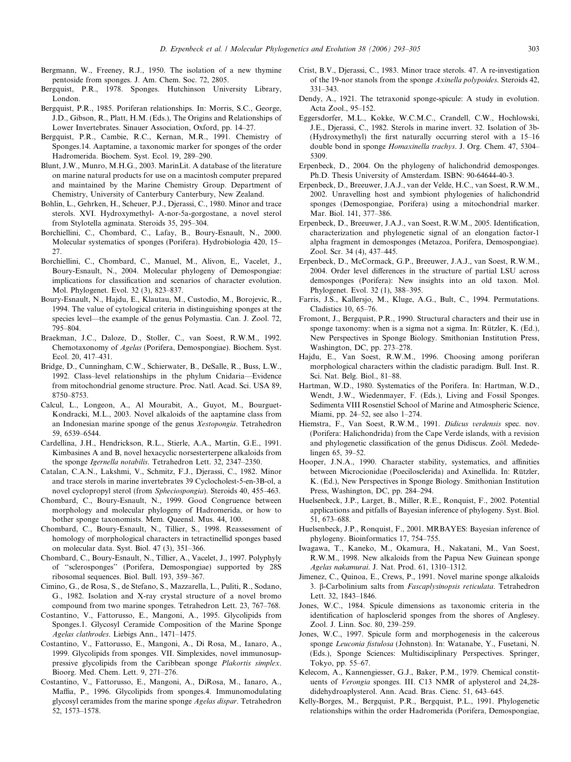Bergmann, W., Freeney, R.J., 1950. The isolation of a new thymine pentoside from sponges. J. Am. Chem. Soc. 72, 2805.

Bergquist, P.R., 1978. Sponges. Hutchinson University Library, London.

Bergquist, P.R., 1985. Poriferan relationships. In: Morris, S.C., George, J.D., Gibson, R., Platt, H.M. (Eds.), The Origins and Relationships of Lower Invertebrates. Sinauer Association, Oxford, pp. 14–27.

Bergquist, P.R., Cambie, R.C., Kernan, M.R., 1991. Chemistry of Sponges.14. Aaptamine, a taxonomic marker for sponges of the order Hadromerida. Biochem. Syst. Ecol. 19, 289–290.

Blunt, J.W., Munro, M.H.G., 2003. MarinLit. A database of the literature on marine natural products for use on a macintosh computer prepared and maintained by the Marine Chemistry Group. Department of Chemistry, University of Canterbury Canterbury, New Zealand.

Bohlin, L., Gehrken, H., Scheuer, P.J., Djerassi, C., 1980. Minor and trace sterols. XVI. Hydroxymethyl- A-nor-5a-gorgostane, a novel sterol from Stylotella agminata. Steroids 35, 295–304.

Borchiellini, C., Chombard, C., Lafay, B., Boury-Esnault, N., 2000. Molecular systematics of sponges (Porifera). Hydrobiologia 420, 15–27.

Borchiellini, C., Chombard, C., Manuel, M., Alivon, E,, Vacelet, J., Boury-Esnault, N., 2004. Molecular phylogeny of Demospongiae: implications for classification and scenarios of character evolution. Mol. Phylogenet. Evol. 32 (3), 823–837.

Boury-Esnault, N., Hajdu, E., Klautau, M., Custodio, M., Borojevic, R., 1994. The value of cytological criteria in distinguishing sponges at the species level—the example of the genus Polymastia. Can. J. Zool. 72, 795–804.

Braekman, J.C., Daloze, D., Stoller, C., van Soest, R.W.M., 1992. Chemotaxonomy of *Agelas* (Porifera, Demospongiae). Biochem. Syst. Ecol. 20, 417–431.

Bridge, D., Cunningham, C.W., Schierwater, B., DeSalle, R., Buss, L.W., 1992. Class–level relationships in the phylum Cnidaria—Evidence from mitochondrial genome structure. Proc. Natl. Acad. Sci. USA 89, 8750–8753.

Calcul, L., Longeon, A., Al Mourabit, A., Guyot, M., Bourguet-Kondracki, M.L., 2003. Novel alkaloids of the aaptamine class from an Indonesian marine sponge of the genus *Xestopongia*. Tetrahedron 59, 6539–6544.

Cardellina, J.H., Hendrickson, R.L., Stierle, A.A., Martin, G.E., 1991. Kimbasines A and B, novel hexacyclic norsesterterpene alkaloids from the sponge *Igernella notabilis*. Tetrahedron Lett. 32, 2347–2350.

Catalan, C.A.N., Lakshmi, V., Schmitz, F.J., Djerassi, C., 1982. Minor and trace sterols in marine invertebrates 39 Cyclocholest-5-en-3B-ol, a novel cyclopropyl sterol (from *Speciospongia*). Steroids 40, 455–463.

Chombard, C., Boury-Esnault, N., 1999. Good Congruence between morphology and molecular phylogeny of Hadromerida, or how to bother sponge taxonomists. Mem. Queensl. Mus. 44, 100.

Chombard, C., Boury-Esnault, N., Tillier, S., 1998. Reassessment of homology of morphological characters in tetractinellid sponges based on molecular data. Syst. Biol. 47 (3), 351–366.

Chombard, C., Boury-Esnault, N., Tillier, A., Vacelet, J., 1997. Polyphyly of "sclerosponges" (Porifera, Demospongiae) supported by 28S ribosomal sequences. Biol. Bull. 193, 359–367.

Cimino, G., de Rosa, S., de Stefano, S., Mazzarella, L., Puliti, R., Sodano, G., 1982. Isolation and X-ray crystal structure of a novel bromo compound from two marine sponges. Tetrahedron Lett. 23, 767–768.

Costantino, V., Fattorusso, E., Mangoni, A., 1995. Glycolipids from Sponges.1. Glycosyl Ceramide Composition of the Marine Sponge *Agelas clathrodes*. Liebigs Ann., 1471–1475.

Costantino, V., Fattorusso, E., Mangoni, A., Di Rosa, M., Ianaro, A., 1999. Glycolipids from sponges. VII. Simplexides, novel immunosuppressive glycolipids from the Caribbean sponge *Plakortis simplex*. Bioorg. Med. Chem. Lett. 9, 271–276.

Costantino, V., Fattorusso, E., Mangoni, A., DiRosa, M., Ianaro, A., Maffia, P., 1996. Glycolipids from sponges.4. Immunomodulating glycosyl ceramides from the marine sponge *Agelas dispar*. Tetrahedron 52, 1573–1578.

Crist, B.V., Djerassi, C., 1983. Minor trace sterols. 47. A re-investigation of the 19-nor stanols from the sponge *Axinella polypoides*. Steroids 42, 331–343.

Dendy, A., 1921. The tetraxonid sponge-spicule: A study in evolution. Acta Zool., 95–152.

Eggersdorfer, M.L., Kokke, W.C.M.C., Crandell, C.W., Hochlowski, J.E., Djerassi, C., 1982. Sterols in marine invert. 32. Isolation of 3b-(Hydroxymethyl) the first naturally occurring sterol with a 15–16 double bond in sponge *Homaxinella trachys*. J. Org. Chem. 47, 5304–5309.

Erpenbeck, D., 2004. On the phylogeny of halichondrid demosponges. Ph.D. Thesis University of Amsterdam. ISBN: 90-64644-40-3.

Erpenbeck, D., Breeuwer, J.A.J., van der Velde, H.C., van Soest, R.W.M., 2002. Unravelling host and symbiont phylogenies of halichondrid sponges (Demospongiae, Porifera) using a mitochondrial marker. Mar. Biol. 141, 377–386.

Erpenbeck, D., Breeuwer, J.A.J., van Soest, R.W.M., 2005. Identification, characterization and phylogenetic signal of an elongation factor-1 alpha fragment in demosponges (Metazoa, Porifera, Demospongiae). Zool. Scr. 34 (4), 437–445.

Erpenbeck, D., McCormack, G.P., Breeuwer, J.A.J., van Soest, R.W.M., 2004. Order level differences in the structure of partial LSU across demosponges (Porifera): New insights into an old taxon. Mol. Phylogenet. Evol. 32 (1), 388–395.

Farris, J.S., Kallersjo, M., Kluge, A.G., Bult, C., 1994. Permutations. Cladistics 10, 65–76.

Fromont, J., Bergquist, P.R., 1990. Structural characters and their use in sponge taxonomy: when is a sigma not a sigma. In: Rützler, K. (Ed.), New Perspectives in Sponge Biology. Smithonian Institution Press, Washington, DC, pp. 273–278.

Hajdu, E., Van Soest, R.W.M., 1996. Choosing among poriferan morphological characters within the cladistic paradigm. Bull. Inst. R. Sci. Nat. Belg. Biol., 81–88.

Hartman, W.D., 1980. Systematics of the Porifera. In: Hartman, W.D., Wendt, J.W., Wiedenmayer, F. (Eds.), Living and Fossil Sponges. Sedimenta VIII Rosenstiel School of Marine and Atmospheric Science, Miami, pp. 24–52, see also 1–274.

Hiemstra, F., Van Soest, R.W.M., 1991. *Didicus verdensis* spec. nov. (Porifera: Halichondrida) from the Cape Verde islands, with a revision and phylogenetic classification of the genus Didiscus. Zoöl. Mededelingen 65, 39–52.

Hooper, J.N.A., 1990. Character stability, systematics, and affinities between Microcionidae (Poecilosclerida) and Axinellida. In: Rützler, K. (Ed.), New Perspectives in Sponge Biology. Smithonian Institution Press, Washington, DC, pp. 284–294.

Huelsenbeck, J.P., Larget, B., Miller, R.E., Ronquist, F., 2002. Potential applications and pitfalls of Bayesian inference of phylogeny. Syst. Biol. 51, 673–688.

Huelsenbeck, J.P., Ronquist, F., 2001. MRBAYES: Bayesian inference of phylogeny. Bioinformatics 17, 754–755.

Iwagawa, T., Kaneko, M., Okamura, H., Nakatani, M., Van Soest, R.W.M., 1998. New alkaloids from the Papua New Guinean sponge *Agelas nakamurai*. J. Nat. Prod. 61, 1310–1312.

Jimenez, C., Quinoa, E., Crews, P., 1991. Novel marine sponge alkaloids 3. β-Carbolinium salts from *Fascaplysinopsis reticulata*. Tetrahedron Lett. 32, 1843–1846.

Jones, W.C., 1984. Spicule dimensions as taxonomic criteria in the identification of haplosclerid sponges from the shores of Anglesey. Zool. J. Linn. Soc. 80, 239–259.

Jones, W.C., 1997. Spicule form and morphogenesis in the calcerous sponge *Leuconia fistulosa* (Johnston). In: Watanabe, Y., Fusetani, N. (Eds.), Sponge Sciences: Multidisciplinary Perspectives. Springer, Tokyo, pp. 55–67.

Kelecom, A., Kannengiesser, G.J., Baker, P.M., 1979. Chemical constituents of *Verongia* sponges. III. C13 NMR of aplysterol and 24,28-didehydroaplysterol. Ann. Acad. Bras. Cienc. 51, 643–645.

Kelly-Borges, M., Bergquist, P.R., Bergquist, P.L., 1991. Phylogenetic relationships within the order Hadromerida (Porifera, Demospongiae,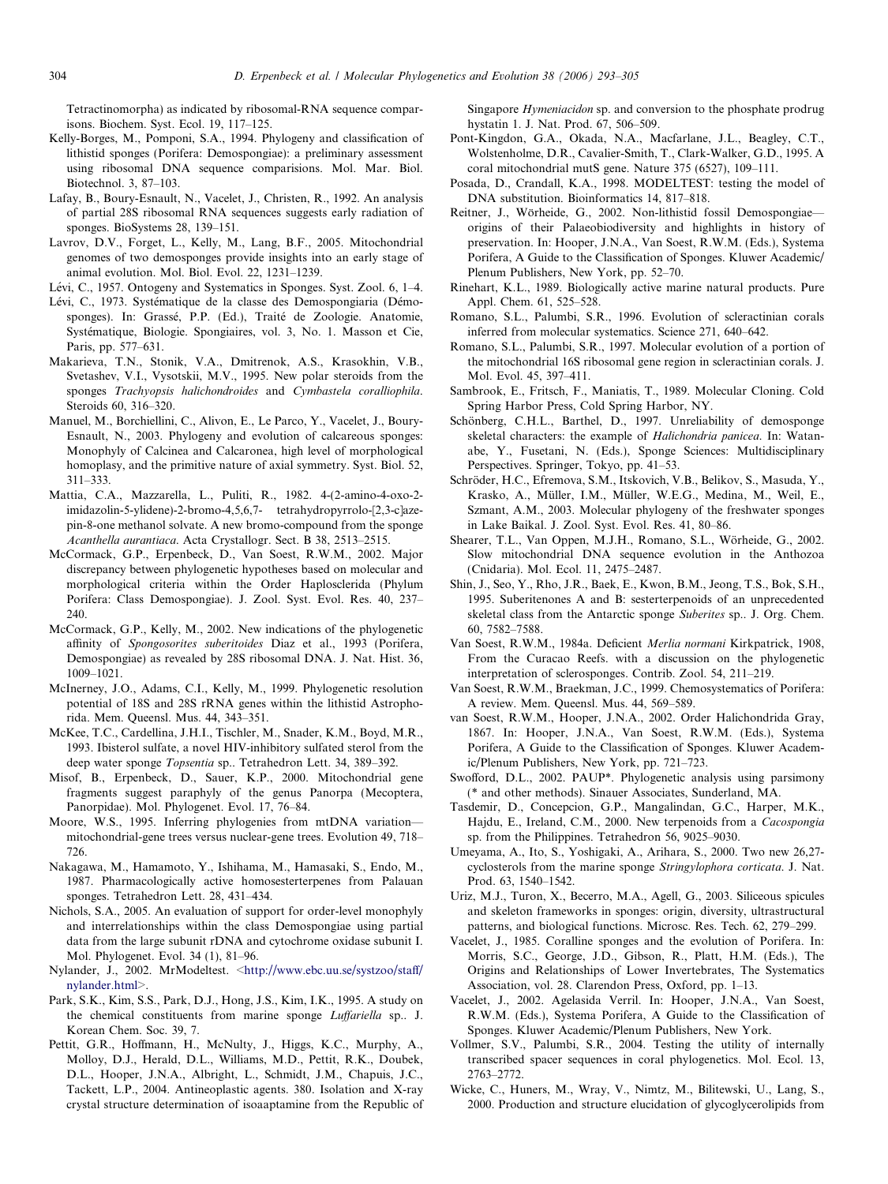Tetractinomorpha) as indicated by ribosomal-RNA sequence comparisons. Biochem. Syst. Ecol. 19, 117–125.

Kelly-Borges, M., Pomponi, S.A., 1994. Phylogeny and classification of lithistid sponges (Porifera: Demospongiae): a preliminary assessment using ribosomal DNA sequence comparisions. Mol. Mar. Biol. Biotechnol. 3, 87–103.

Lafay, B., Boury-Esnault, N., Vacelet, J., Christen, R., 1992. An analysis of partial 28S ribosomal RNA sequences suggests early radiation of sponges. BioSystems 28, 139–151.

Lavrov, D.V., Forget, L., Kelly, M., Lang, B.F., 2005. Mitochondrial genomes of two demosponges provide insights into an early stage of animal evolution. Mol. Biol. Evol. 22, 1231–1239.

Lévi, C., 1957. Ontogeny and Systematics in Sponges. Syst. Zool. 6, 1–4.

Lévi, C., 1973. Systématique de la classe des Demospongiaria (Démosponges). In: Grassé, P.P. (Ed.), Traité de Zoologie. Anatomie, Systématique, Biologie. Spongiaires, vol. 3, No. 1. Masson et Cie, Paris, pp. 577–631.

Makarieva, T.N., Stonik, V.A., Dmitrenok, A.S., Krasokhin, V.B., Svetashev, V.I., Vysotskii, M.V., 1995. New polar steroids from the sponges *Trachyopsis halichondroides* and *Cymbastela coralliophila*. Steroids 60, 316–320.

Manuel, M., Borchiellini, C., Alivon, E., Le Parco, Y., Vacelet, J., Boury-Esnault, N., 2003. Phylogeny and evolution of calcareous sponges: Monophyly of Calcinea and Calcaronea, high level of morphological homoplasy, and the primitive nature of axial symmetry. Syst. Biol. 52, 311–333.

Mattia, C.A., Mazzarella, L., Puliti, R., 1982. 4-(2-amino-4-oxo-2-imidazolin-5-ylidene)-2-bromo-4,5,6,7- tetrahydropyrrolo-[2,3-c]azepin-8-one methanol solvate. A new bromo-compound from the sponge *Acanthella aurantiaca*. Acta Crystallogr. Sect. B 38, 2513–2515.

McCormack, G.P., Erpenbeck, D., Van Soest, R.W.M., 2002. Major discrepancy between phylogenetic hypotheses based on molecular and morphological criteria within the Order Haplosclerida (Phylum Porifera: Class Demospongiae). J. Zool. Syst. Evol. Res. 40, 237–240.

McCormack, G.P., Kelly, M., 2002. New indications of the phylogenetic affinity of *Spongosorites suberitoides* Diaz et al., 1993 (Porifera, Demospongiae) as revealed by 28S ribosomal DNA. J. Nat. Hist. 36, 1009–1021.

McInerney, J.O., Adams, C.I., Kelly, M., 1999. Phylogenetic resolution potential of 18S and 28S rRNA genes within the lithistid Astrophorida. Mem. Queensl. Mus. 44, 343–351.

McKee, T.C., Cardellina, J.H.I., Tischler, M., Snader, K.M., Boyd, M.R., 1993. Ibisterol sulfate, a novel HIV-inhibitory sulfated sterol from the deep water sponge *Topsentia* sp.. Tetrahedron Lett. 34, 389–392.

Misof, B., Erpenbeck, D., Sauer, K.P., 2000. Mitochondrial gene fragments suggest paraphyly of the genus Panorpa (Mecoptera, Panorpidae). Mol. Phylogenet. Evol. 17, 76–84.

Moore, W.S., 1995. Inferring phylogenies from mtDNA variation—mitochondrial-gene trees versus nuclear-gene trees. Evolution 49, 718–726.

Nakagawa, M., Hamamoto, Y., Ishihama, M., Hamasaki, S., Endo, M., 1987. Pharmacologically active homosesterterpenes from Palauan sponges. Tetrahedron Lett. 28, 431–434.

Nichols, S.A., 2005. An evaluation of support for order-level monophyly and interrelationships within the class Demospongiae using partial data from the large subunit rDNA and cytochrome oxidase subunit I. Mol. Phylogenet. Evol. 34 (1), 81–96.

Nylander, J., 2002. MrModeltest. <http://www.ebc.uu.se/systzoo/staff/nylander.html>.

Park, S.K., Kim, S.S., Park, D.J., Hong, J.S., Kim, I.K., 1995. A study on the chemical constituents from marine sponge *Luffariella* sp.. J. Korean Chem. Soc. 39, 7.

Pettit, G.R., Hoffmann, H., McNulty, J., Higgs, K.C., Murphy, A., Molloy, D.J., Herald, D.L., Williams, M.D., Pettit, R.K., Doubek, D.L., Hooper, J.N.A., Albright, L., Schmidt, J.M., Chapuis, J.C., Tackett, L.P., 2004. Antineoplastic agents. 380. Isolation and X-ray crystal structure determination of isoaaptamine from the Republic of Singapore *Hymeniacidon* sp. and conversion to the phosphate prodrug hystatin 1. J. Nat. Prod. 67, 506–509.

Pont-Kingdon, G.A., Okada, N.A., Macfarlane, J.L., Beagley, C.T., Wolstenholme, D.R., Cavalier-Smith, T., Clark-Walker, G.D., 1995. A coral mitochondrial mutS gene. Nature 375 (6527), 109–111.

Posada, D., Crandall, K.A., 1998. MODELTEST: testing the model of DNA substitution. Bioinformatics 14, 817–818.

Reitner, J., Wörheide, G., 2002. Non-lithistid fossil Demospongiae—origins of their Palaeobiodiversity and highlights in history of preservation. In: Hooper, J.N.A., Van Soest, R.W.M. (Eds.), Systema Porifera, A Guide to the Classification of Sponges. Kluwer Academic/Plenum Publishers, New York, pp. 52–70.

Rinehart, K.L., 1989. Biologically active marine natural products. Pure Appl. Chem. 61, 525–528.

Romano, S.L., Palumbi, S.R., 1996. Evolution of scleractinian corals inferred from molecular systematics. Science 271, 640–642.

Romano, S.L., Palumbi, S.R., 1997. Molecular evolution of a portion of the mitochondrial 16S ribosomal gene region in scleractinian corals. J. Mol. Evol. 45, 397–411.

Sambrook, E., Fritsch, F., Maniatis, T., 1989. Molecular Cloning. Cold Spring Harbor Press, Cold Spring Harbor, NY.

Schönberg, C.H.L., Barthel, D., 1997. Unreliability of demosponge skeletal characters: the example of *Halichondria panicea*. In: Watanabe, Y., Fusetani, N. (Eds.), Sponge Sciences: Multidisciplinary Perspectives. Springer, Tokyo, pp. 41–53.

Schröder, H.C., Efremova, S.M., Itskovich, V.B., Belikov, S., Masuda, Y., Krasko, A., Müller, I.M., Müller, W.E.G., Medina, M., Weil, E., Szmant, A.M., 2003. Molecular phylogeny of the freshwater sponges in Lake Baikal. J. Zool. Syst. Evol. Res. 41, 80–86.

Shearer, T.L., Van Oppen, M.J.H., Romano, S.L., Wörheide, G., 2002. Slow mitochondrial DNA sequence evolution in the Anthozoa (Cnidaria). Mol. Ecol. 11, 2475–2487.

Shin, J., Seo, Y., Rho, J.R., Baek, E., Kwon, B.M., Jeong, T.S., Bok, S.H., 1995. Suberitenones A and B: sesterterpenoids of an unprecedented skeletal class from the Antarctic sponge *Suberites* sp.. J. Org. Chem. 60, 7582–7588.

Van Soest, R.W.M., 1984a. Deficient *Merlia normani* Kirkpatrick, 1908, From the Curacao Reefs. with a discussion on the phylogenetic interpretation of sclerosponges. Contrib. Zool. 54, 211–219.

Van Soest, R.W.M., Braekman, J.C., 1999. Chemosystematics of Porifera: A review. Mem. Queensl. Mus. 44, 569–589.

van Soest, R.W.M., Hooper, J.N.A., 2002. Order Halichondrida Gray, 1867. In: Hooper, J.N.A., Van Soest, R.W.M. (Eds.), Systema Porifera, A Guide to the Classification of Sponges. Kluwer Academic/Plenum Publishers, New York, pp. 721–723.

Swofford, D.L., 2002. PAUP*. Phylogenetic analysis using parsimony (* and other methods). Sinauer Associates, Sunderland, MA.

Tasdemir, D., Concepcion, G.P., Mangalindan, G.C., Harper, M.K., Hajdu, E., Ireland, C.M., 2000. New terpenoids from a *Cacospongia* sp. from the Philippines. Tetrahedron 56, 9025–9030.

Umeyama, A., Ito, S., Yoshigaki, A., Arihara, S., 2000. Two new 26,27-cyclosterols from the marine sponge *Stringylophora corticata*. J. Nat. Prod. 63, 1540–1542.

Uriz, M.J., Turon, X., Becerro, M.A., Agell, G., 2003. Siliceous spicules and skeleton frameworks in sponges: origin, diversity, ultrastructural patterns, and biological functions. Microsc. Res. Tech. 62, 279–299.

Vacelet, J., 1985. Coralline sponges and the evolution of Porifera. In: Morris, S.C., George, J.D., Gibson, R., Platt, H.M. (Eds.), The Origins and Relationships of Lower Invertebrates, The Systematics Association, vol. 28. Clarendon Press, Oxford, pp. 1–13.

Vacelet, J., 2002. Agelasida Verril. In: Hooper, J.N.A., Van Soest, R.W.M. (Eds.), Systema Porifera, A Guide to the Classification of Sponges. Kluwer Academic/Plenum Publishers, New York.

Vollmer, S.V., Palumbi, S.R., 2004. Testing the utility of internally transcribed spacer sequences in coral phylogenetics. Mol. Ecol. 13, 2763–2772.

Wicke, C., Huners, M., Wray, V., Nimtz, M., Bilitewski, U., Lang, S., 2000. Production and structure elucidation of glycoglycerolipids from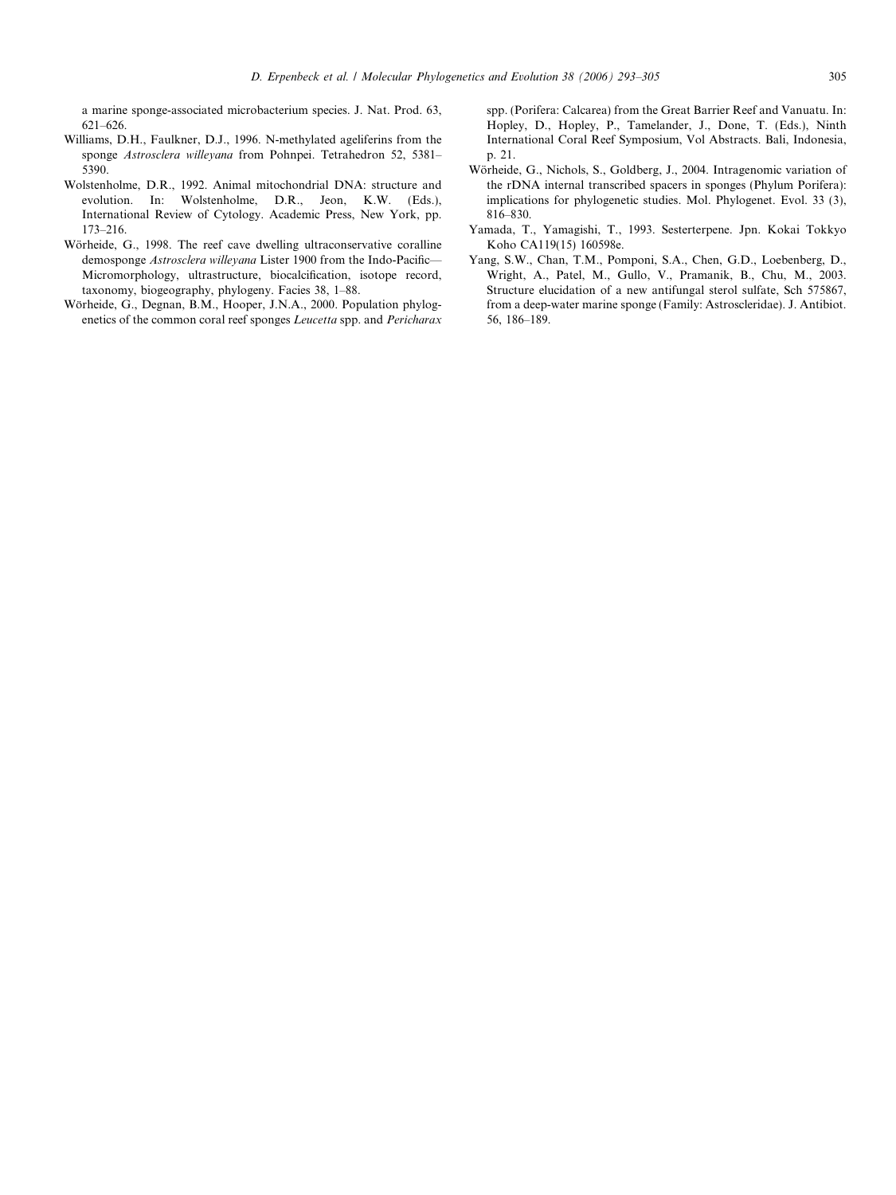a marine sponge-associated microbacterium species. J. Nat. Prod. 63, 621–626.

Williams, D.H., Faulkner, D.J., 1996. N-methylated ageliferins from the sponge *Astrosclera willeyana* from Pohnpei. Tetrahedron 52, 5381–5390.

Wolstenholme, D.R., 1992. Animal mitochondrial DNA: structure and evolution. In: Wolstenholme, D.R., Jeon, K.W. (Eds.), International Review of Cytology. Academic Press, New York, pp. 173–216.

Wörheide, G., 1998. The reef cave dwelling ultraconservative coralline demosponge *Astrosclera willeyana* Lister 1900 from the Indo-Pacific—Micromorphology, ultrastructure, biocalcification, isotope record, taxonomy, biogeography, phylogeny. Facies 38, 1–88.

Wörheide, G., Degnan, B.M., Hooper, J.N.A., 2000. Population phylogenetics of the common coral reef sponges *Leucetta* spp. and *Pericharax* spp. (Porifera: Calcarea) from the Great Barrier Reef and Vanuatu. In: Hopley, D., Hopley, P., Tamelander, J., Done, T. (Eds.), Ninth International Coral Reef Symposium, Vol Abstracts. Bali, Indonesia, p. 21.

Wörheide, G., Nichols, S., Goldberg, J., 2004. Intragenomic variation of the rDNA internal transcribed spacers in sponges (Phylum Porifera): implications for phylogenetic studies. Mol. Phylogenet. Evol. 33 (3), 816–830.

Yamada, T., Yamagishi, T., 1993. Sesterterpene. Jpn. Kokai Tokkyo Koho CA119(15) 160598e.

Yang, S.W., Chan, T.M., Pomponi, S.A., Chen, G.D., Loebenberg, D., Wright, A., Patel, M., Gullo, V., Pramanik, B., Chu, M., 2003. Structure elucidation of a new antifungal sterol sulfate, Sch 575867, from a deep-water marine sponge (Family: Astroscleridae). J. Antibiot. 56, 186–189.